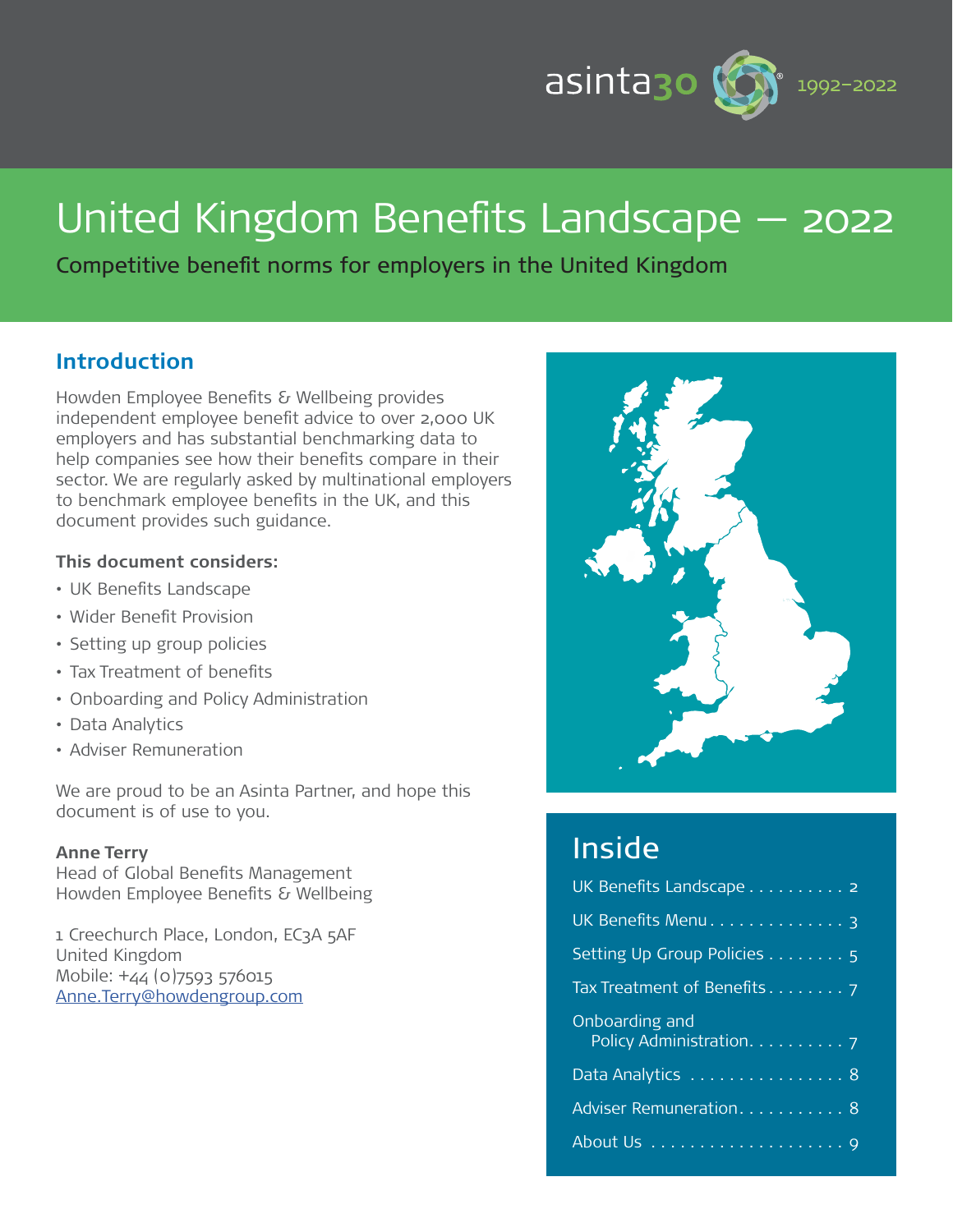asinta30 1992–2022

# United Kingdom Benefits Landscape — 2022

Competitive benefit norms for employers in the United Kingdom

## Introduction

Howden Employee Benefits & Wellbeing provides independent employee benefit advice to over 2,000 UK employers and has substantial benchmarking data to help companies see how their benefits compare in their sector. We are regularly asked by multinational employers to benchmark employee benefits in the UK, and this document provides such guidance.

**This document considers:**

- UK Benefits Landscape
- Wider Benefit Provision
- Setting up group policies
- Tax Treatment of benefits
- Onboarding and Policy Administration
- Data Analytics
- Adviser Remuneration

We are proud to be an Asinta Partner, and hope this document is of use to you.

**Anne Terry**
Head of Global Benefits Management
Howden Employee Benefits & Wellbeing

1 Creechurch Place, London, EC3A 5AF
United Kingdom
Mobile: +44 (0)7593 576015
Anne.Terry@howdengroup.com

## Inside

- UK Benefits Landscape . . . . . . . . . . 2
- UK Benefits Menu . . . . . . . . . . . . . . 3
- Setting Up Group Policies . . . . . . . . 5
- Tax Treatment of Benefits . . . . . . . . 7
- Onboarding and Policy Administration . . . . . . . . . . 7
- Data Analytics . . . . . . . . . . . . . . . . . 8
- Adviser Remuneration . . . . . . . . . . . 8
- About Us . . . . . . . . . . . . . . . . . . . . 9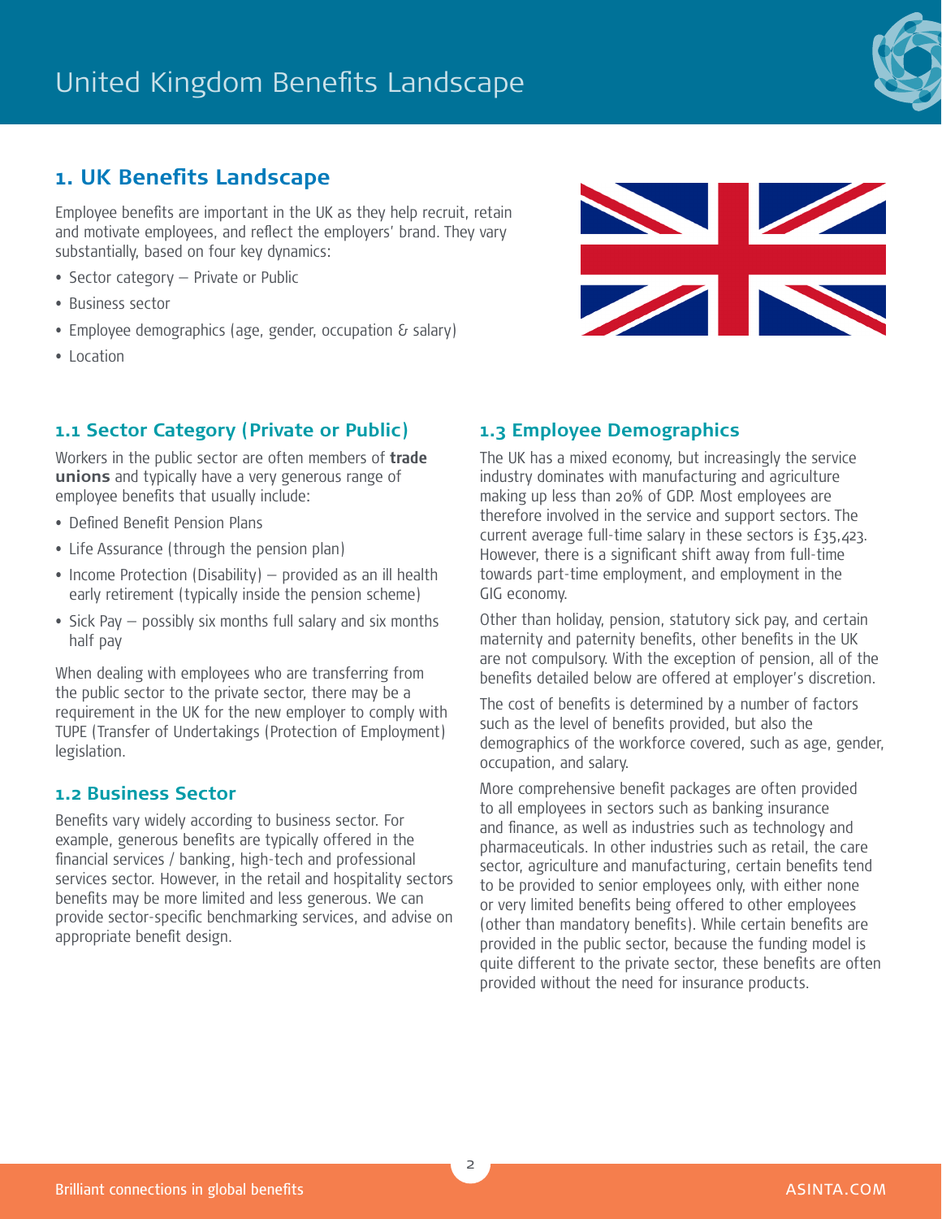# 1. UK Benefits Landscape

Employee benefits are important in the UK as they help recruit, retain and motivate employees, and reflect the employers' brand. They vary substantially, based on four key dynamics:

- Sector category – Private or Public
- Business sector
- Employee demographics (age, gender, occupation & salary)
- Location

## 1.1 Sector Category (Private or Public)

Workers in the public sector are often members of **trade unions** and typically have a very generous range of employee benefits that usually include:

- Defined Benefit Pension Plans
- Life Assurance (through the pension plan)
- Income Protection (Disability) – provided as an ill health early retirement (typically inside the pension scheme)
- Sick Pay – possibly six months full salary and six months half pay

When dealing with employees who are transferring from the public sector to the private sector, there may be a requirement in the UK for the new employer to comply with TUPE (Transfer of Undertakings (Protection of Employment) legislation.

## 1.2 Business Sector

Benefits vary widely according to business sector. For example, generous benefits are typically offered in the financial services / banking, high-tech and professional services sector. However, in the retail and hospitality sectors benefits may be more limited and less generous. We can provide sector-specific benchmarking services, and advise on appropriate benefit design.

## 1.3 Employee Demographics

The UK has a mixed economy, but increasingly the service industry dominates with manufacturing and agriculture making up less than 20% of GDP. Most employees are therefore involved in the service and support sectors. The current average full-time salary in these sectors is £35,423. However, there is a significant shift away from full-time towards part-time employment, and employment in the GIG economy.

Other than holiday, pension, statutory sick pay, and certain maternity and paternity benefits, other benefits in the UK are not compulsory. With the exception of pension, all of the benefits detailed below are offered at employer's discretion.

The cost of benefits is determined by a number of factors such as the level of benefits provided, but also the demographics of the workforce covered, such as age, gender, occupation, and salary.

More comprehensive benefit packages are often provided to all employees in sectors such as banking insurance and finance, as well as industries such as technology and pharmaceuticals. In other industries such as retail, the care sector, agriculture and manufacturing, certain benefits tend to be provided to senior employees only, with either none or very limited benefits being offered to other employees (other than mandatory benefits). While certain benefits are provided in the public sector, because the funding model is quite different to the private sector, these benefits are often provided without the need for insurance products.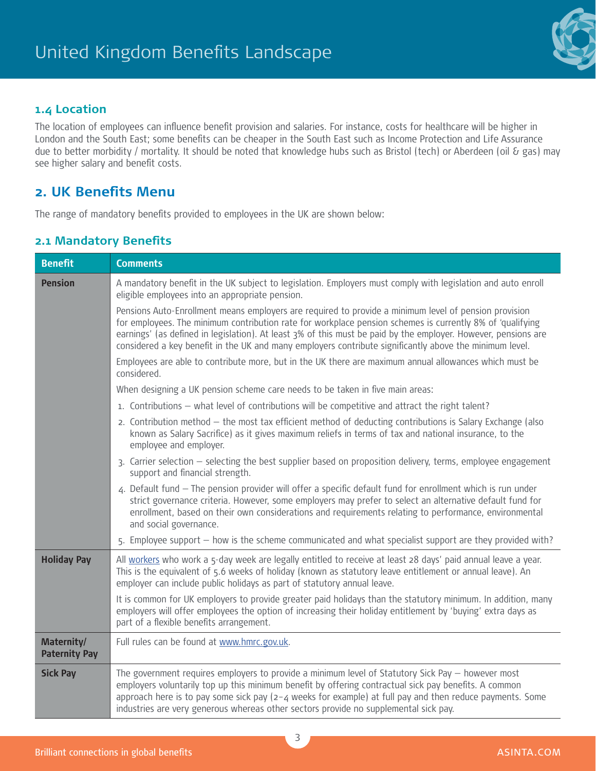### 1.4 Location

The location of employees can influence benefit provision and salaries. For instance, costs for healthcare will be higher in London and the South East; some benefits can be cheaper in the South East such as Income Protection and Life Assurance due to better morbidity / mortality. It should be noted that knowledge hubs such as Bristol (tech) or Aberdeen (oil & gas) may see higher salary and benefit costs.

## 2. UK Benefits Menu

The range of mandatory benefits provided to employees in the UK are shown below:

### 2.1 Mandatory Benefits

| Benefit | Comments |
|---|---|
| **Pension** | A mandatory benefit in the UK subject to legislation. Employers must comply with legislation and auto enroll eligible employees into an appropriate pension.<br><br>Pensions Auto-Enrollment means employers are required to provide a minimum level of pension provision for employees. The minimum contribution rate for workplace pension schemes is currently 8% of 'qualifying earnings' (as defined in legislation). At least 3% of this must be paid by the employer. However, pensions are considered a key benefit in the UK and many employers contribute significantly above the minimum level.<br><br>Employees are able to contribute more, but in the UK there are maximum annual allowances which must be considered.<br><br>When designing a UK pension scheme care needs to be taken in five main areas:<br>1. Contributions – what level of contributions will be competitive and attract the right talent?<br>2. Contribution method – the most tax efficient method of deducting contributions is Salary Exchange (also known as Salary Sacrifice) as it gives maximum reliefs in terms of tax and national insurance, to the employee and employer.<br>3. Carrier selection – selecting the best supplier based on proposition delivery, terms, employee engagement support and financial strength.<br>4. Default fund – The pension provider will offer a specific default fund for enrollment which is run under strict governance criteria. However, some employers may prefer to select an alternative default fund for enrollment, based on their own considerations and requirements relating to performance, environmental and social governance.<br>5. Employee support – how is the scheme communicated and what specialist support are they provided with? |
| **Holiday Pay** | All workers who work a 5-day week are legally entitled to receive at least 28 days' paid annual leave a year. This is the equivalent of 5.6 weeks of holiday (known as statutory leave entitlement or annual leave). An employer can include public holidays as part of statutory annual leave.<br><br>It is common for UK employers to provide greater paid holidays than the statutory minimum. In addition, many employers will offer employees the option of increasing their holiday entitlement by 'buying' extra days as part of a flexible benefits arrangement. |
| **Maternity/ Paternity Pay** | Full rules can be found at www.hmrc.gov.uk. |
| **Sick Pay** | The government requires employers to provide a minimum level of Statutory Sick Pay – however most employers voluntarily top up this minimum benefit by offering contractual sick pay benefits. A common approach here is to pay some sick pay (2–4 weeks for example) at full pay and then reduce payments. Some industries are very generous whereas other sectors provide no supplemental sick pay. |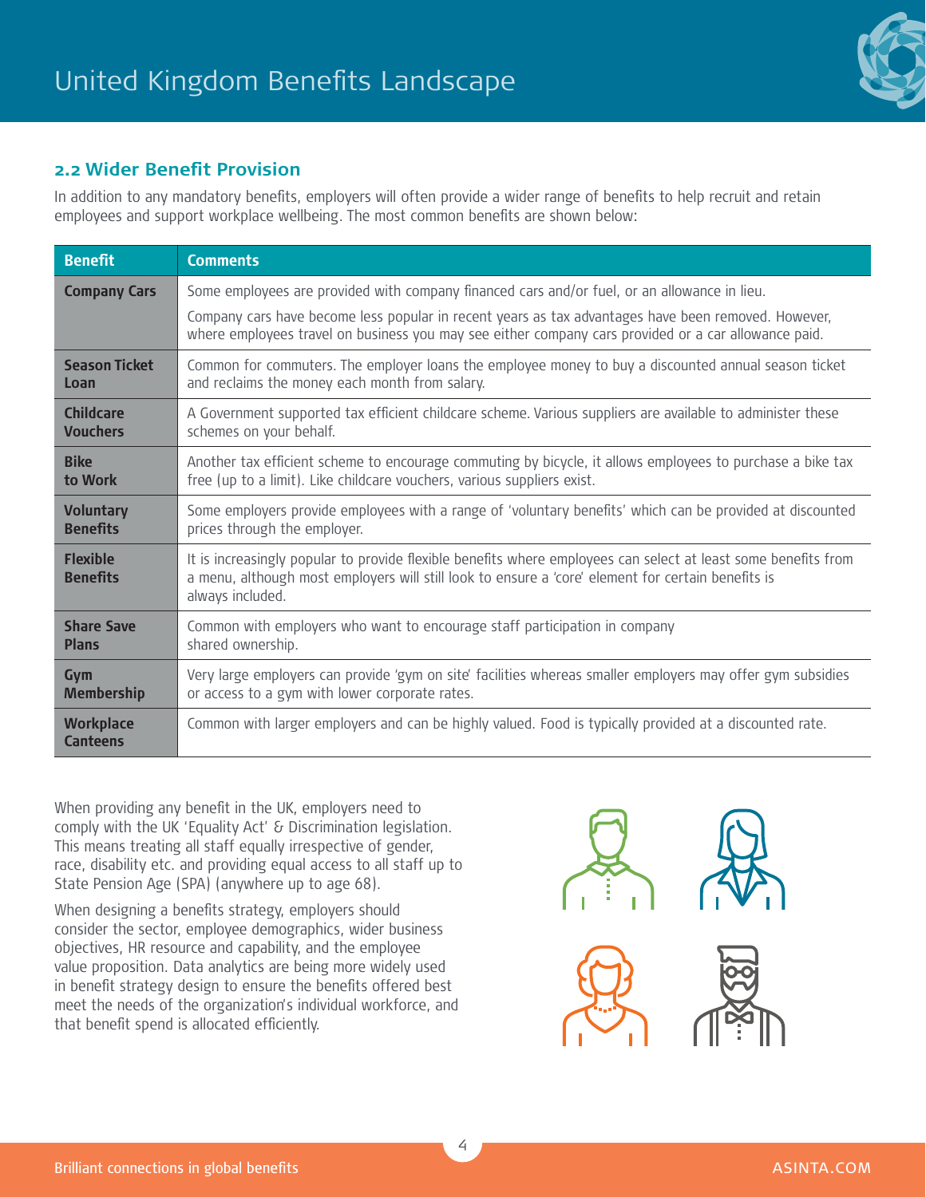## 2.2 Wider Benefit Provision

In addition to any mandatory benefits, employers will often provide a wider range of benefits to help recruit and retain employees and support workplace wellbeing. The most common benefits are shown below:

| Benefit | Comments |
|---|---|
| **Company Cars** | Some employees are provided with company financed cars and/or fuel, or an allowance in lieu.<br><br>Company cars have become less popular in recent years as tax advantages have been removed. However, where employees travel on business you may see either company cars provided or a car allowance paid. |
| **Season Ticket Loan** | Common for commuters. The employer loans the employee money to buy a discounted annual season ticket and reclaims the money each month from salary. |
| **Childcare Vouchers** | A Government supported tax efficient childcare scheme. Various suppliers are available to administer these schemes on your behalf. |
| **Bike to Work** | Another tax efficient scheme to encourage commuting by bicycle, it allows employees to purchase a bike tax free (up to a limit). Like childcare vouchers, various suppliers exist. |
| **Voluntary Benefits** | Some employers provide employees with a range of 'voluntary benefits' which can be provided at discounted prices through the employer. |
| **Flexible Benefits** | It is increasingly popular to provide flexible benefits where employees can select at least some benefits from a menu, although most employers will still look to ensure a 'core' element for certain benefits is always included. |
| **Share Save Plans** | Common with employers who want to encourage staff participation in company shared ownership. |
| **Gym Membership** | Very large employers can provide 'gym on site' facilities whereas smaller employers may offer gym subsidies or access to a gym with lower corporate rates. |
| **Workplace Canteens** | Common with larger employers and can be highly valued. Food is typically provided at a discounted rate. |

When providing any benefit in the UK, employers need to comply with the UK 'Equality Act' & Discrimination legislation. This means treating all staff equally irrespective of gender, race, disability etc. and providing equal access to all staff up to State Pension Age (SPA) (anywhere up to age 68).

When designing a benefits strategy, employers should consider the sector, employee demographics, wider business objectives, HR resource and capability, and the employee value proposition. Data analytics are being more widely used in benefit strategy design to ensure the benefits offered best meet the needs of the organization's individual workforce, and that benefit spend is allocated efficiently.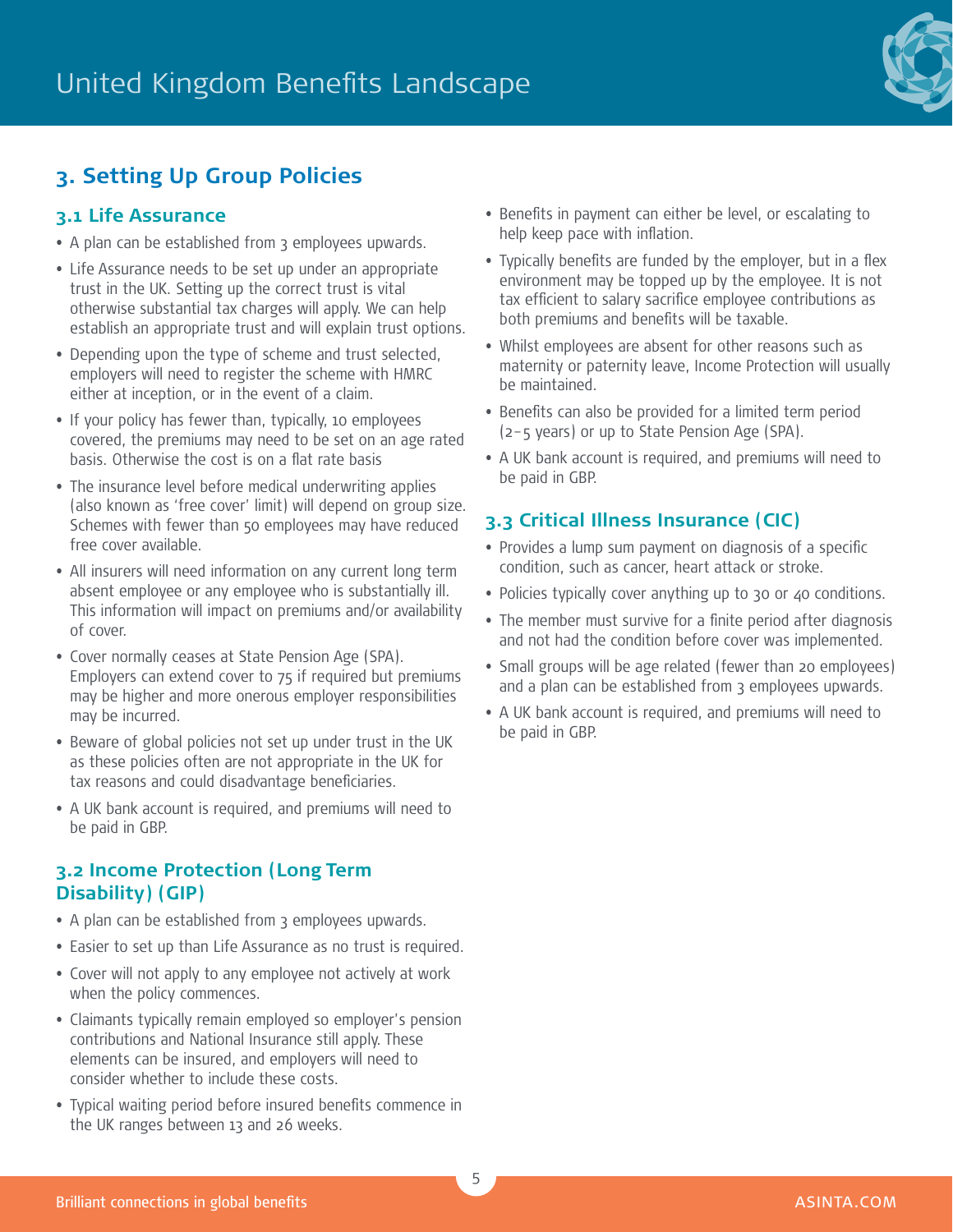## 3. Setting Up Group Policies

### 3.1 Life Assurance

- A plan can be established from 3 employees upwards.
- Life Assurance needs to be set up under an appropriate trust in the UK. Setting up the correct trust is vital otherwise substantial tax charges will apply. We can help establish an appropriate trust and will explain trust options.
- Depending upon the type of scheme and trust selected, employers will need to register the scheme with HMRC either at inception, or in the event of a claim.
- If your policy has fewer than, typically, 10 employees covered, the premiums may need to be set on an age rated basis. Otherwise the cost is on a flat rate basis
- The insurance level before medical underwriting applies (also known as 'free cover' limit) will depend on group size. Schemes with fewer than 50 employees may have reduced free cover available.
- All insurers will need information on any current long term absent employee or any employee who is substantially ill. This information will impact on premiums and/or availability of cover.
- Cover normally ceases at State Pension Age (SPA). Employers can extend cover to 75 if required but premiums may be higher and more onerous employer responsibilities may be incurred.
- Beware of global policies not set up under trust in the UK as these policies often are not appropriate in the UK for tax reasons and could disadvantage beneficiaries.
- A UK bank account is required, and premiums will need to be paid in GBP.

### 3.2 Income Protection (Long Term Disability) (GIP)

- A plan can be established from 3 employees upwards.
- Easier to set up than Life Assurance as no trust is required.
- Cover will not apply to any employee not actively at work when the policy commences.
- Claimants typically remain employed so employer's pension contributions and National Insurance still apply. These elements can be insured, and employers will need to consider whether to include these costs.
- Typical waiting period before insured benefits commence in the UK ranges between 13 and 26 weeks.
- Benefits in payment can either be level, or escalating to help keep pace with inflation.
- Typically benefits are funded by the employer, but in a flex environment may be topped up by the employee. It is not tax efficient to salary sacrifice employee contributions as both premiums and benefits will be taxable.
- Whilst employees are absent for other reasons such as maternity or paternity leave, Income Protection will usually be maintained.
- Benefits can also be provided for a limited term period (2–5 years) or up to State Pension Age (SPA).
- A UK bank account is required, and premiums will need to be paid in GBP.

### 3.3 Critical Illness Insurance (CIC)

- Provides a lump sum payment on diagnosis of a specific condition, such as cancer, heart attack or stroke.
- Policies typically cover anything up to 30 or 40 conditions.
- The member must survive for a finite period after diagnosis and not had the condition before cover was implemented.
- Small groups will be age related (fewer than 20 employees) and a plan can be established from 3 employees upwards.
- A UK bank account is required, and premiums will need to be paid in GBP.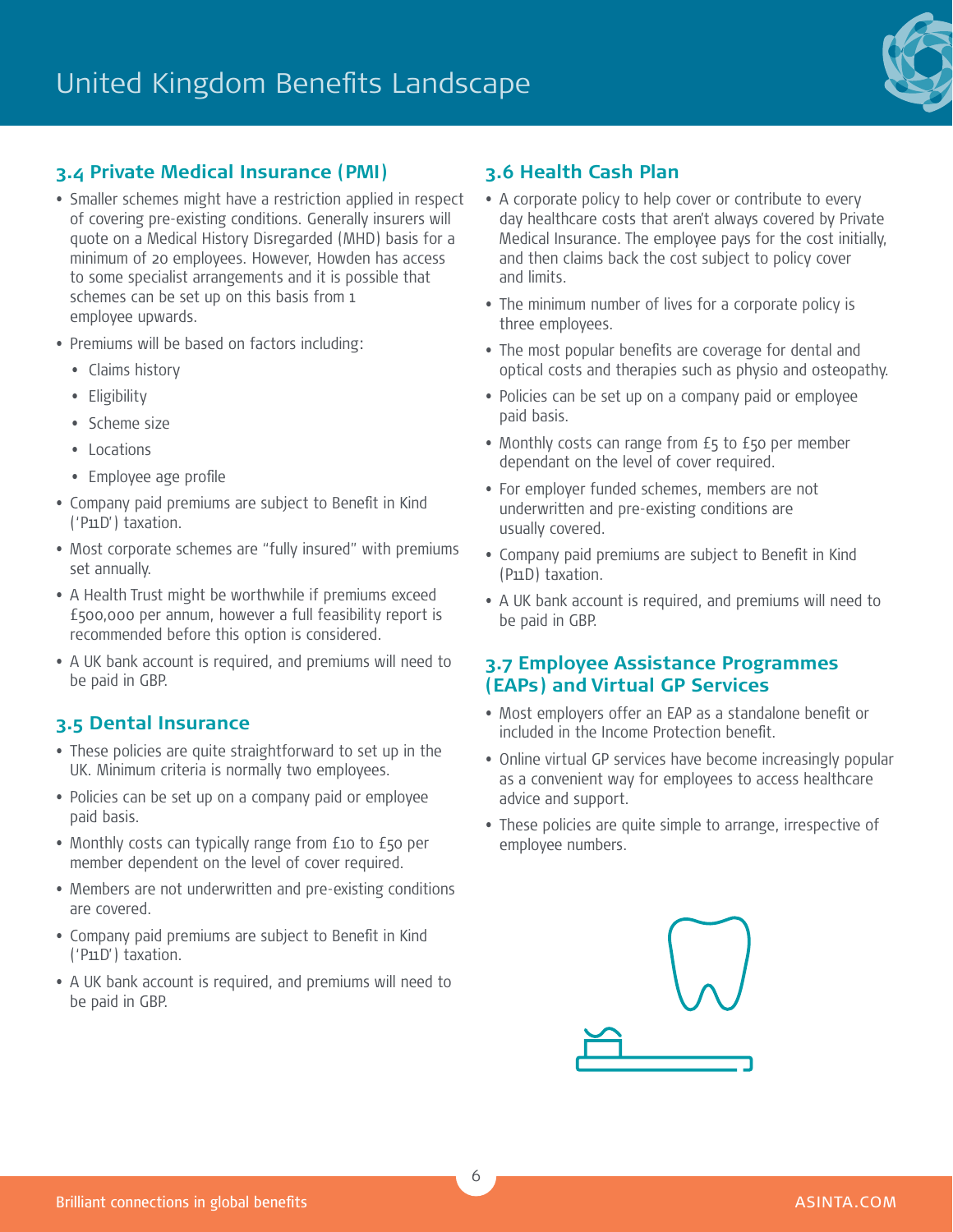# United Kingdom Benefits Landscape

## 3.4 Private Medical Insurance (PMI)

- Smaller schemes might have a restriction applied in respect of covering pre-existing conditions. Generally insurers will quote on a Medical History Disregarded (MHD) basis for a minimum of 20 employees. However, Howden has access to some specialist arrangements and it is possible that schemes can be set up on this basis from 1 employee upwards.
- Premiums will be based on factors including:
  - Claims history
  - Eligibility
  - Scheme size
  - Locations
  - Employee age profile
- Company paid premiums are subject to Benefit in Kind ('P11D') taxation.
- Most corporate schemes are "fully insured" with premiums set annually.
- A Health Trust might be worthwhile if premiums exceed £500,000 per annum, however a full feasibility report is recommended before this option is considered.
- A UK bank account is required, and premiums will need to be paid in GBP.

## 3.5 Dental Insurance

- These policies are quite straightforward to set up in the UK. Minimum criteria is normally two employees.
- Policies can be set up on a company paid or employee paid basis.
- Monthly costs can typically range from £10 to £50 per member dependent on the level of cover required.
- Members are not underwritten and pre-existing conditions are covered.
- Company paid premiums are subject to Benefit in Kind ('P11D') taxation.
- A UK bank account is required, and premiums will need to be paid in GBP.

## 3.6 Health Cash Plan

- A corporate policy to help cover or contribute to every day healthcare costs that aren't always covered by Private Medical Insurance. The employee pays for the cost initially, and then claims back the cost subject to policy cover and limits.
- The minimum number of lives for a corporate policy is three employees.
- The most popular benefits are coverage for dental and optical costs and therapies such as physio and osteopathy.
- Policies can be set up on a company paid or employee paid basis.
- Monthly costs can range from £5 to £50 per member dependant on the level of cover required.
- For employer funded schemes, members are not underwritten and pre-existing conditions are usually covered.
- Company paid premiums are subject to Benefit in Kind (P11D) taxation.
- A UK bank account is required, and premiums will need to be paid in GBP.

## 3.7 Employee Assistance Programmes (EAPs) and Virtual GP Services

- Most employers offer an EAP as a standalone benefit or included in the Income Protection benefit.
- Online virtual GP services have become increasingly popular as a convenient way for employees to access healthcare advice and support.
- These policies are quite simple to arrange, irrespective of employee numbers.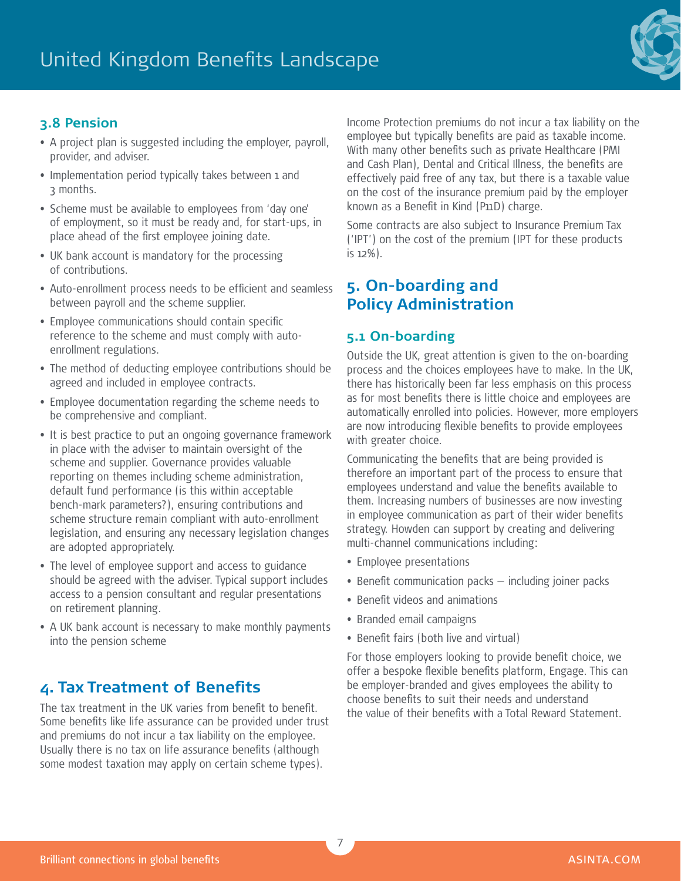### 3.8 Pension

- A project plan is suggested including the employer, payroll, provider, and adviser.
- Implementation period typically takes between 1 and 3 months.
- Scheme must be available to employees from 'day one' of employment, so it must be ready and, for start-ups, in place ahead of the first employee joining date.
- UK bank account is mandatory for the processing of contributions.
- Auto-enrollment process needs to be efficient and seamless between payroll and the scheme supplier.
- Employee communications should contain specific reference to the scheme and must comply with auto-enrollment regulations.
- The method of deducting employee contributions should be agreed and included in employee contracts.
- Employee documentation regarding the scheme needs to be comprehensive and compliant.
- It is best practice to put an ongoing governance framework in place with the adviser to maintain oversight of the scheme and supplier. Governance provides valuable reporting on themes including scheme administration, default fund performance (is this within acceptable bench-mark parameters?), ensuring contributions and scheme structure remain compliant with auto-enrollment legislation, and ensuring any necessary legislation changes are adopted appropriately.
- The level of employee support and access to guidance should be agreed with the adviser. Typical support includes access to a pension consultant and regular presentations on retirement planning.
- A UK bank account is necessary to make monthly payments into the pension scheme

## 4. Tax Treatment of Benefits

The tax treatment in the UK varies from benefit to benefit. Some benefits like life assurance can be provided under trust and premiums do not incur a tax liability on the employee. Usually there is no tax on life assurance benefits (although some modest taxation may apply on certain scheme types).

Income Protection premiums do not incur a tax liability on the employee but typically benefits are paid as taxable income. With many other benefits such as private Healthcare (PMI and Cash Plan), Dental and Critical Illness, the benefits are effectively paid free of any tax, but there is a taxable value on the cost of the insurance premium paid by the employer known as a Benefit in Kind (P11D) charge.

Some contracts are also subject to Insurance Premium Tax ('IPT') on the cost of the premium (IPT for these products is 12%).

## 5. On-boarding and Policy Administration

### 5.1 On-boarding

Outside the UK, great attention is given to the on-boarding process and the choices employees have to make. In the UK, there has historically been far less emphasis on this process as for most benefits there is little choice and employees are automatically enrolled into policies. However, more employers are now introducing flexible benefits to provide employees with greater choice.

Communicating the benefits that are being provided is therefore an important part of the process to ensure that employees understand and value the benefits available to them. Increasing numbers of businesses are now investing in employee communication as part of their wider benefits strategy. Howden can support by creating and delivering multi-channel communications including:

- Employee presentations
- Benefit communication packs – including joiner packs
- Benefit videos and animations
- Branded email campaigns
- Benefit fairs (both live and virtual)

For those employers looking to provide benefit choice, we offer a bespoke flexible benefits platform, Engage. This can be employer-branded and gives employees the ability to choose benefits to suit their needs and understand the value of their benefits with a Total Reward Statement.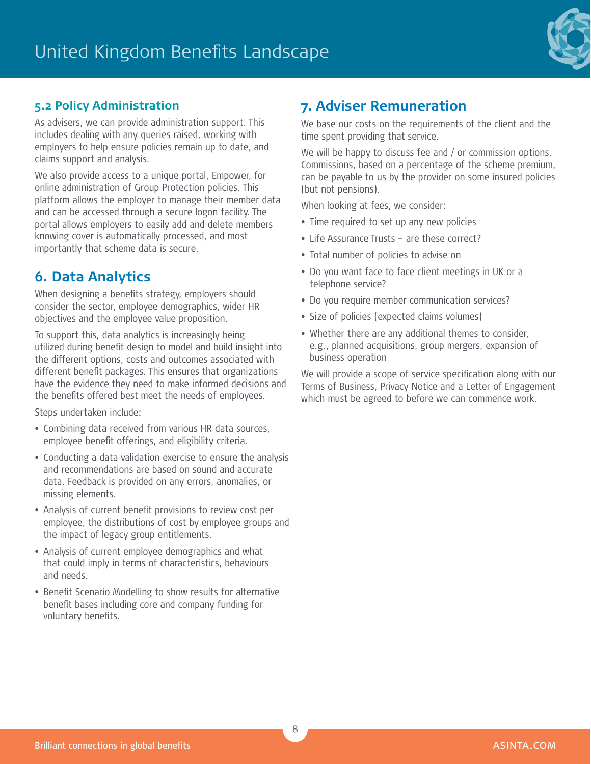### 5.2 Policy Administration

As advisers, we can provide administration support. This includes dealing with any queries raised, working with employers to help ensure policies remain up to date, and claims support and analysis.

We also provide access to a unique portal, Empower, for online administration of Group Protection policies. This platform allows the employer to manage their member data and can be accessed through a secure logon facility. The portal allows employers to easily add and delete members knowing cover is automatically processed, and most importantly that scheme data is secure.

## 6. Data Analytics

When designing a benefits strategy, employers should consider the sector, employee demographics, wider HR objectives and the employee value proposition.

To support this, data analytics is increasingly being utilized during benefit design to model and build insight into the different options, costs and outcomes associated with different benefit packages. This ensures that organizations have the evidence they need to make informed decisions and the benefits offered best meet the needs of employees.

Steps undertaken include:

- Combining data received from various HR data sources, employee benefit offerings, and eligibility criteria.
- Conducting a data validation exercise to ensure the analysis and recommendations are based on sound and accurate data. Feedback is provided on any errors, anomalies, or missing elements.
- Analysis of current benefit provisions to review cost per employee, the distributions of cost by employee groups and the impact of legacy group entitlements.
- Analysis of current employee demographics and what that could imply in terms of characteristics, behaviours and needs.
- Benefit Scenario Modelling to show results for alternative benefit bases including core and company funding for voluntary benefits.

## 7. Adviser Remuneration

We base our costs on the requirements of the client and the time spent providing that service.

We will be happy to discuss fee and / or commission options. Commissions, based on a percentage of the scheme premium, can be payable to us by the provider on some insured policies (but not pensions).

When looking at fees, we consider:

- Time required to set up any new policies
- Life Assurance Trusts – are these correct?
- Total number of policies to advise on
- Do you want face to face client meetings in UK or a telephone service?
- Do you require member communication services?
- Size of policies (expected claims volumes)
- Whether there are any additional themes to consider, e.g., planned acquisitions, group mergers, expansion of business operation

We will provide a scope of service specification along with our Terms of Business, Privacy Notice and a Letter of Engagement which must be agreed to before we can commence work.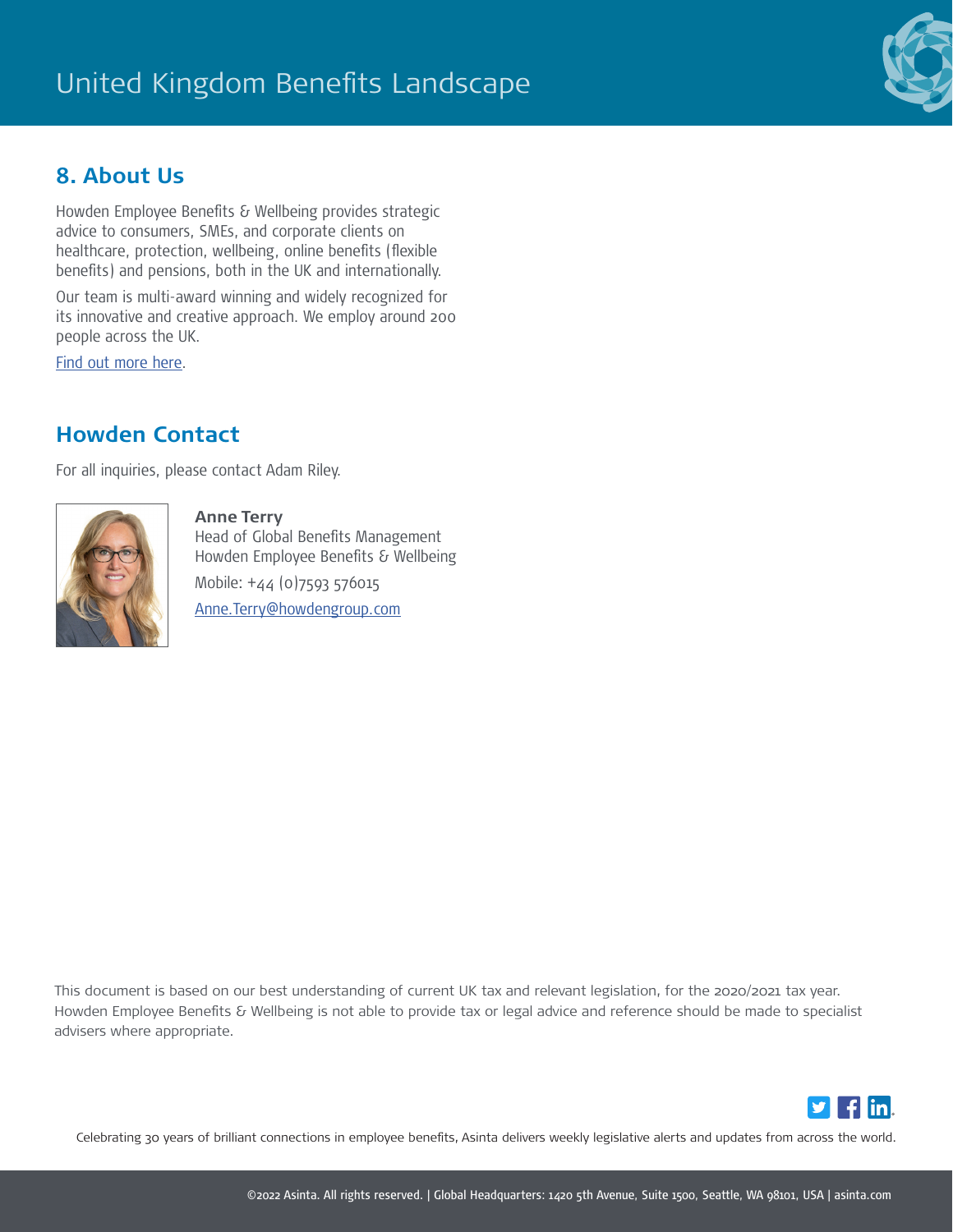## 8. About Us

Howden Employee Benefits & Wellbeing provides strategic advice to consumers, SMEs, and corporate clients on healthcare, protection, wellbeing, online benefits (flexible benefits) and pensions, both in the UK and internationally.

Our team is multi-award winning and widely recognized for its innovative and creative approach. We employ around 200 people across the UK.

Find out more here.

## Howden Contact

For all inquiries, please contact Adam Riley.

**Anne Terry**
Head of Global Benefits Management
Howden Employee Benefits & Wellbeing

Mobile: +44 (0)7593 576015

Anne.Terry@howdengroup.com

This document is based on our best understanding of current UK tax and relevant legislation, for the 2020/2021 tax year. Howden Employee Benefits & Wellbeing is not able to provide tax or legal advice and reference should be made to specialist advisers where appropriate.

Celebrating 30 years of brilliant connections in employee benefits, Asinta delivers weekly legislative alerts and updates from across the world.

©2022 Asinta. All rights reserved. | Global Headquarters: 1420 5th Avenue, Suite 1500, Seattle, WA 98101, USA | asinta.com